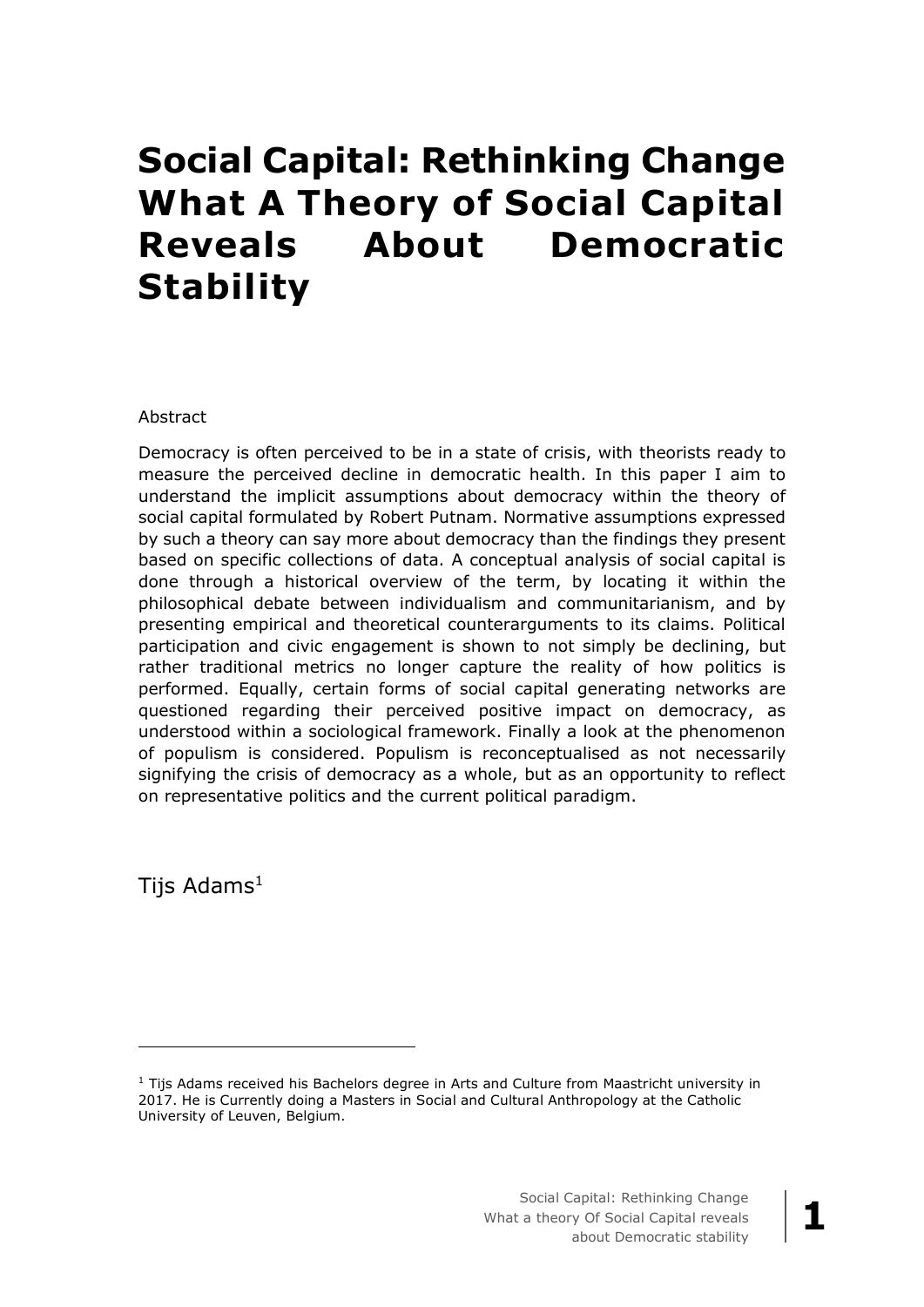# Social Capital: Rethinking Change What A Theory of Social Capital Reveals About Democratic Stability

Abstract

Democracy is often perceived to be in a state of crisis, with theorists ready to measure the perceived decline in democratic health. In this paper I aim to understand the implicit assumptions about democracy within the theory of social capital formulated by Robert Putnam. Normative assumptions expressed by such a theory can say more about democracy than the findings they present based on specific collections of data. A conceptual analysis of social capital is done through a historical overview of the term, by locating it within the philosophical debate between individualism and communitarianism, and by presenting empirical and theoretical counterarguments to its claims. Political participation and civic engagement is shown to not simply be declining, but rather traditional metrics no longer capture the reality of how politics is performed. Equally, certain forms of social capital generating networks are questioned regarding their perceived positive impact on democracy, as understood within a sociological framework. Finally a look at the phenomenon of populism is considered. Populism is reconceptualised as not necessarily signifying the crisis of democracy as a whole, but as an opportunity to reflect on representative politics and the current political paradigm.

Tijs Adams[1]

[1] Tijs Adams received his Bachelors degree in Arts and Culture from Maastricht university in 2017. He is Currently doing a Masters in Social and Cultural Anthropology at the Catholic University of Leuven, Belgium.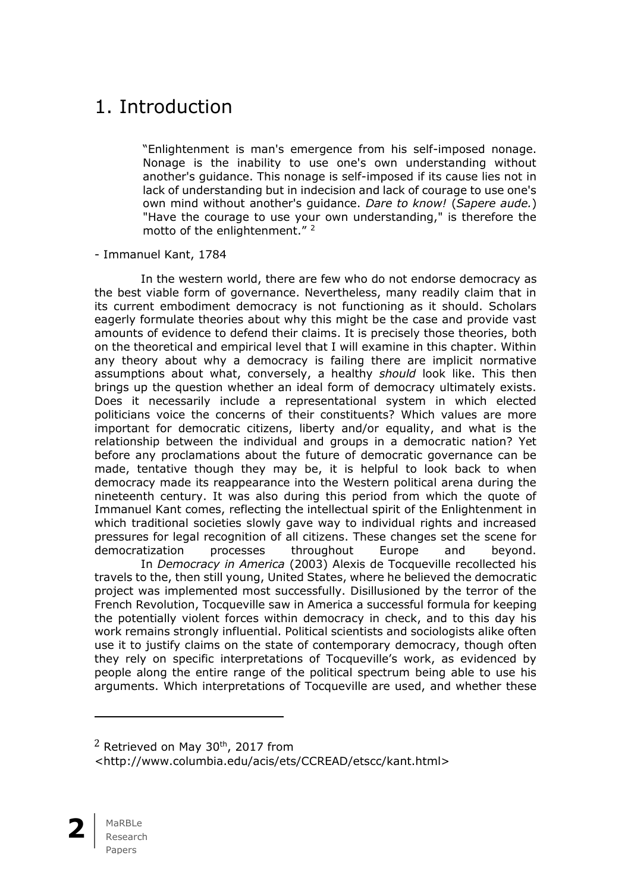# 1. Introduction

> "Enlightenment is man's emergence from his self-imposed nonage. Nonage is the inability to use one's own understanding without another's guidance. This nonage is self-imposed if its cause lies not in lack of understanding but in indecision and lack of courage to use one's own mind without another's guidance. *Dare to know!* (*Sapere aude.*) "Have the courage to use your own understanding," is therefore the motto of the enlightenment." [2]

- Immanuel Kant, 1784

In the western world, there are few who do not endorse democracy as the best viable form of governance. Nevertheless, many readily claim that in its current embodiment democracy is not functioning as it should. Scholars eagerly formulate theories about why this might be the case and provide vast amounts of evidence to defend their claims. It is precisely those theories, both on the theoretical and empirical level that I will examine in this chapter. Within any theory about why a democracy is failing there are implicit normative assumptions about what, conversely, a healthy *should* look like. This then brings up the question whether an ideal form of democracy ultimately exists. Does it necessarily include a representational system in which elected politicians voice the concerns of their constituents? Which values are more important for democratic citizens, liberty and/or equality, and what is the relationship between the individual and groups in a democratic nation? Yet before any proclamations about the future of democratic governance can be made, tentative though they may be, it is helpful to look back to when democracy made its reappearance into the Western political arena during the nineteenth century. It was also during this period from which the quote of Immanuel Kant comes, reflecting the intellectual spirit of the Enlightenment in which traditional societies slowly gave way to individual rights and increased pressures for legal recognition of all citizens. These changes set the scene for democratization processes throughout Europe and beyond.

In *Democracy in America* (2003) Alexis de Tocqueville recollected his travels to the, then still young, United States, where he believed the democratic project was implemented most successfully. Disillusioned by the terror of the French Revolution, Tocqueville saw in America a successful formula for keeping the potentially violent forces within democracy in check, and to this day his work remains strongly influential. Political scientists and sociologists alike often use it to justify claims on the state of contemporary democracy, though often they rely on specific interpretations of Tocqueville's work, as evidenced by people along the entire range of the political spectrum being able to use his arguments. Which interpretations of Tocqueville are used, and whether these

---

[2] Retrieved on May 30th, 2017 from <http://www.columbia.edu/acis/ets/CCREAD/etscc/kant.html>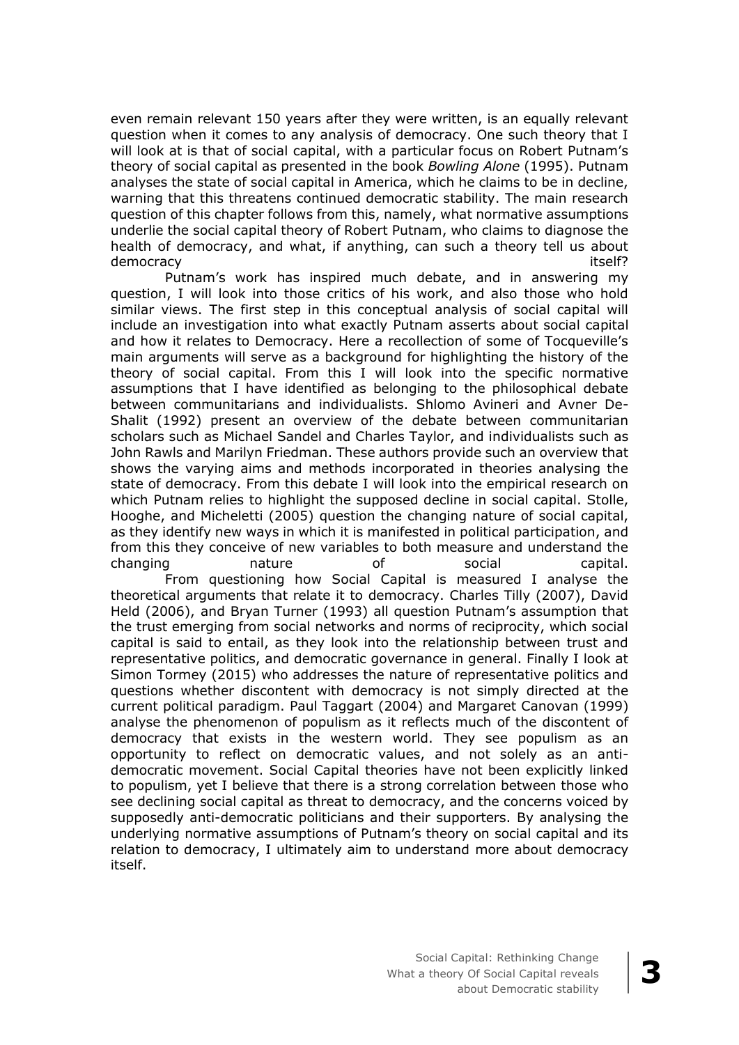even remain relevant 150 years after they were written, is an equally relevant question when it comes to any analysis of democracy. One such theory that I will look at is that of social capital, with a particular focus on Robert Putnam's theory of social capital as presented in the book *Bowling Alone* (1995). Putnam analyses the state of social capital in America, which he claims to be in decline, warning that this threatens continued democratic stability. The main research question of this chapter follows from this, namely, what normative assumptions underlie the social capital theory of Robert Putnam, who claims to diagnose the health of democracy, and what, if anything, can such a theory tell us about democracy itself?

Putnam's work has inspired much debate, and in answering my question, I will look into those critics of his work, and also those who hold similar views. The first step in this conceptual analysis of social capital will include an investigation into what exactly Putnam asserts about social capital and how it relates to Democracy. Here a recollection of some of Tocqueville's main arguments will serve as a background for highlighting the history of the theory of social capital. From this I will look into the specific normative assumptions that I have identified as belonging to the philosophical debate between communitarians and individualists. Shlomo Avineri and Avner De-Shalit (1992) present an overview of the debate between communitarian scholars such as Michael Sandel and Charles Taylor, and individualists such as John Rawls and Marilyn Friedman. These authors provide such an overview that shows the varying aims and methods incorporated in theories analysing the state of democracy. From this debate I will look into the empirical research on which Putnam relies to highlight the supposed decline in social capital. Stolle, Hooghe, and Micheletti (2005) question the changing nature of social capital, as they identify new ways in which it is manifested in political participation, and from this they conceive of new variables to both measure and understand the changing nature of social capital.

From questioning how Social Capital is measured I analyse the theoretical arguments that relate it to democracy. Charles Tilly (2007), David Held (2006), and Bryan Turner (1993) all question Putnam's assumption that the trust emerging from social networks and norms of reciprocity, which social capital is said to entail, as they look into the relationship between trust and representative politics, and democratic governance in general. Finally I look at Simon Tormey (2015) who addresses the nature of representative politics and questions whether discontent with democracy is not simply directed at the current political paradigm. Paul Taggart (2004) and Margaret Canovan (1999) analyse the phenomenon of populism as it reflects much of the discontent of democracy that exists in the western world. They see populism as an opportunity to reflect on democratic values, and not solely as an anti-democratic movement. Social Capital theories have not been explicitly linked to populism, yet I believe that there is a strong correlation between those who see declining social capital as threat to democracy, and the concerns voiced by supposedly anti-democratic politicians and their supporters. By analysing the underlying normative assumptions of Putnam's theory on social capital and its relation to democracy, I ultimately aim to understand more about democracy itself.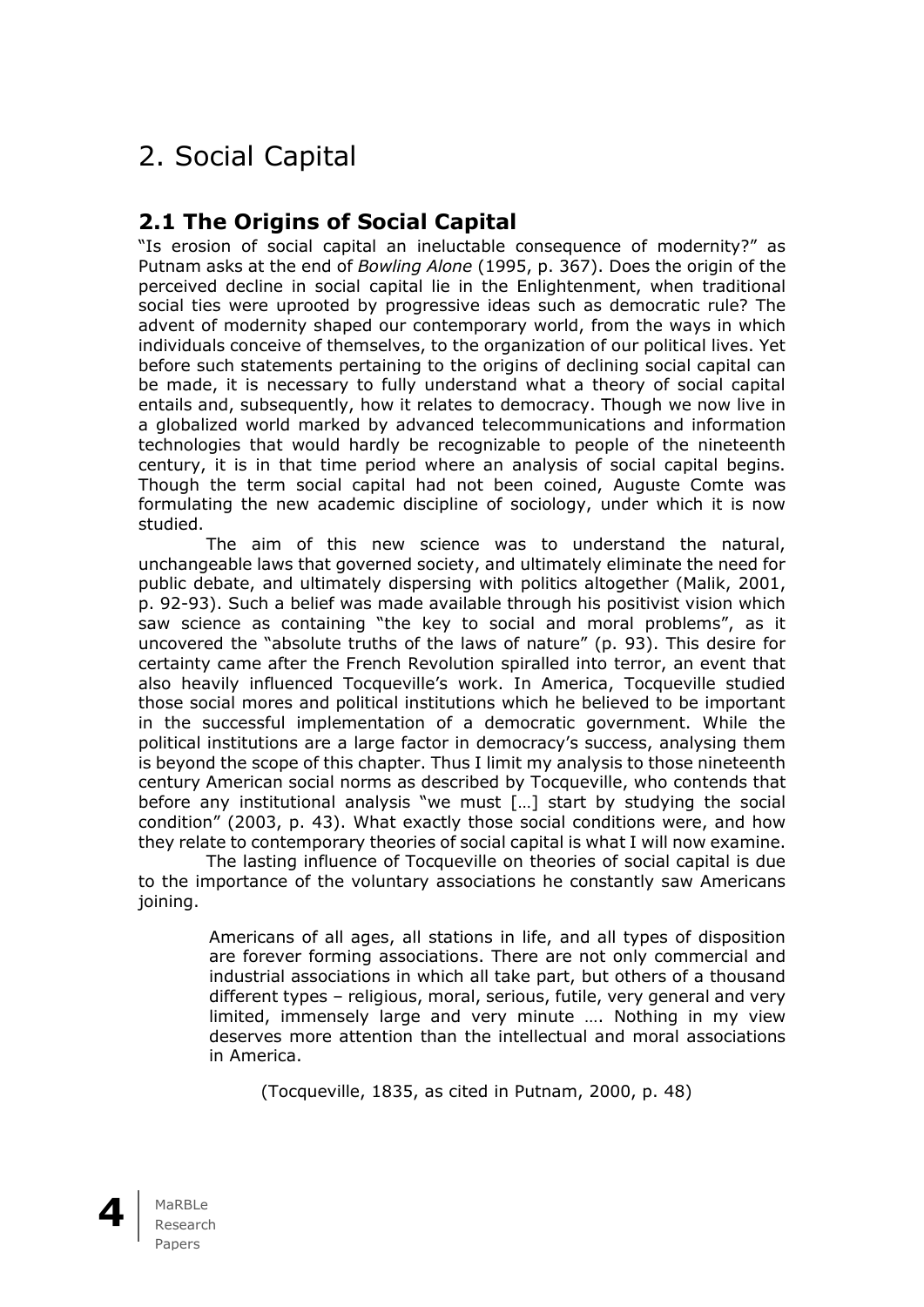# 2. Social Capital

## 2.1 The Origins of Social Capital

"Is erosion of social capital an ineluctable consequence of modernity?" as Putnam asks at the end of *Bowling Alone* (1995, p. 367). Does the origin of the perceived decline in social capital lie in the Enlightenment, when traditional social ties were uprooted by progressive ideas such as democratic rule? The advent of modernity shaped our contemporary world, from the ways in which individuals conceive of themselves, to the organization of our political lives. Yet before such statements pertaining to the origins of declining social capital can be made, it is necessary to fully understand what a theory of social capital entails and, subsequently, how it relates to democracy. Though we now live in a globalized world marked by advanced telecommunications and information technologies that would hardly be recognizable to people of the nineteenth century, it is in that time period where an analysis of social capital begins. Though the term social capital had not been coined, Auguste Comte was formulating the new academic discipline of sociology, under which it is now studied.

The aim of this new science was to understand the natural, unchangeable laws that governed society, and ultimately eliminate the need for public debate, and ultimately dispersing with politics altogether (Malik, 2001, p. 92-93). Such a belief was made available through his positivist vision which saw science as containing "the key to social and moral problems", as it uncovered the "absolute truths of the laws of nature" (p. 93). This desire for certainty came after the French Revolution spiralled into terror, an event that also heavily influenced Tocqueville's work. In America, Tocqueville studied those social mores and political institutions which he believed to be important in the successful implementation of a democratic government. While the political institutions are a large factor in democracy's success, analysing them is beyond the scope of this chapter. Thus I limit my analysis to those nineteenth century American social norms as described by Tocqueville, who contends that before any institutional analysis "we must […] start by studying the social condition" (2003, p. 43). What exactly those social conditions were, and how they relate to contemporary theories of social capital is what I will now examine.

The lasting influence of Tocqueville on theories of social capital is due to the importance of the voluntary associations he constantly saw Americans joining.

> Americans of all ages, all stations in life, and all types of disposition are forever forming associations. There are not only commercial and industrial associations in which all take part, but others of a thousand different types – religious, moral, serious, futile, very general and very limited, immensely large and very minute …. Nothing in my view deserves more attention than the intellectual and moral associations in America.
>
> (Tocqueville, 1835, as cited in Putnam, 2000, p. 48)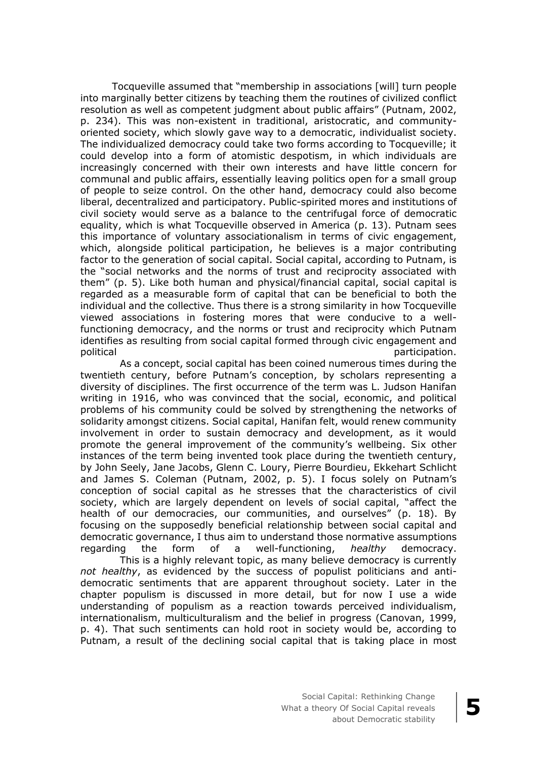Tocqueville assumed that "membership in associations [will] turn people into marginally better citizens by teaching them the routines of civilized conflict resolution as well as competent judgment about public affairs" (Putnam, 2002, p. 234). This was non-existent in traditional, aristocratic, and community-oriented society, which slowly gave way to a democratic, individualist society. The individualized democracy could take two forms according to Tocqueville; it could develop into a form of atomistic despotism, in which individuals are increasingly concerned with their own interests and have little concern for communal and public affairs, essentially leaving politics open for a small group of people to seize control. On the other hand, democracy could also become liberal, decentralized and participatory. Public-spirited mores and institutions of civil society would serve as a balance to the centrifugal force of democratic equality, which is what Tocqueville observed in America (p. 13). Putnam sees this importance of voluntary associationalism in terms of civic engagement, which, alongside political participation, he believes is a major contributing factor to the generation of social capital. Social capital, according to Putnam, is the "social networks and the norms of trust and reciprocity associated with them" (p. 5). Like both human and physical/financial capital, social capital is regarded as a measurable form of capital that can be beneficial to both the individual and the collective. Thus there is a strong similarity in how Tocqueville viewed associations in fostering mores that were conducive to a well-functioning democracy, and the norms or trust and reciprocity which Putnam identifies as resulting from social capital formed through civic engagement and political participation.

As a concept, social capital has been coined numerous times during the twentieth century, before Putnam's conception, by scholars representing a diversity of disciplines. The first occurrence of the term was L. Judson Hanifan writing in 1916, who was convinced that the social, economic, and political problems of his community could be solved by strengthening the networks of solidarity amongst citizens. Social capital, Hanifan felt, would renew community involvement in order to sustain democracy and development, as it would promote the general improvement of the community's wellbeing. Six other instances of the term being invented took place during the twentieth century, by John Seely, Jane Jacobs, Glenn C. Loury, Pierre Bourdieu, Ekkehart Schlicht and James S. Coleman (Putnam, 2002, p. 5). I focus solely on Putnam's conception of social capital as he stresses that the characteristics of civil society, which are largely dependent on levels of social capital, "affect the health of our democracies, our communities, and ourselves" (p. 18). By focusing on the supposedly beneficial relationship between social capital and democratic governance, I thus aim to understand those normative assumptions regarding the form of a well-functioning, *healthy* democracy.

This is a highly relevant topic, as many believe democracy is currently *not healthy*, as evidenced by the success of populist politicians and anti-democratic sentiments that are apparent throughout society. Later in the chapter populism is discussed in more detail, but for now I use a wide understanding of populism as a reaction towards perceived individualism, internationalism, multiculturalism and the belief in progress (Canovan, 1999, p. 4). That such sentiments can hold root in society would be, according to Putnam, a result of the declining social capital that is taking place in most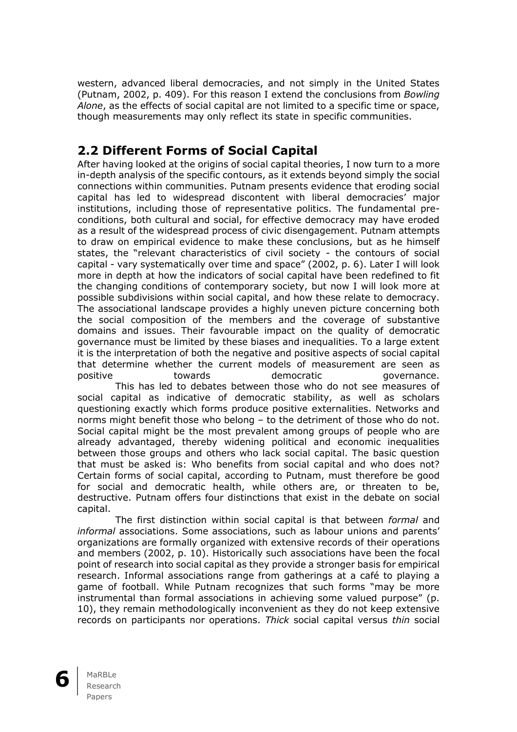western, advanced liberal democracies, and not simply in the United States (Putnam, 2002, p. 409). For this reason I extend the conclusions from *Bowling Alone*, as the effects of social capital are not limited to a specific time or space, though measurements may only reflect its state in specific communities.

## 2.2 Different Forms of Social Capital

After having looked at the origins of social capital theories, I now turn to a more in-depth analysis of the specific contours, as it extends beyond simply the social connections within communities. Putnam presents evidence that eroding social capital has led to widespread discontent with liberal democracies' major institutions, including those of representative politics. The fundamental pre-conditions, both cultural and social, for effective democracy may have eroded as a result of the widespread process of civic disengagement. Putnam attempts to draw on empirical evidence to make these conclusions, but as he himself states, the "relevant characteristics of civil society - the contours of social capital - vary systematically over time and space" (2002, p. 6). Later I will look more in depth at how the indicators of social capital have been redefined to fit the changing conditions of contemporary society, but now I will look more at possible subdivisions within social capital, and how these relate to democracy. The associational landscape provides a highly uneven picture concerning both the social composition of the members and the coverage of substantive domains and issues. Their favourable impact on the quality of democratic governance must be limited by these biases and inequalities. To a large extent it is the interpretation of both the negative and positive aspects of social capital that determine whether the current models of measurement are seen as positive towards democratic governance.

This has led to debates between those who do not see measures of social capital as indicative of democratic stability, as well as scholars questioning exactly which forms produce positive externalities. Networks and norms might benefit those who belong – to the detriment of those who do not. Social capital might be the most prevalent among groups of people who are already advantaged, thereby widening political and economic inequalities between those groups and others who lack social capital. The basic question that must be asked is: Who benefits from social capital and who does not? Certain forms of social capital, according to Putnam, must therefore be good for social and democratic health, while others are, or threaten to be, destructive. Putnam offers four distinctions that exist in the debate on social capital.

The first distinction within social capital is that between *formal* and *informal* associations. Some associations, such as labour unions and parents' organizations are formally organized with extensive records of their operations and members (2002, p. 10). Historically such associations have been the focal point of research into social capital as they provide a stronger basis for empirical research. Informal associations range from gatherings at a café to playing a game of football. While Putnam recognizes that such forms "may be more instrumental than formal associations in achieving some valued purpose" (p. 10), they remain methodologically inconvenient as they do not keep extensive records on participants nor operations. *Thick* social capital versus *thin* social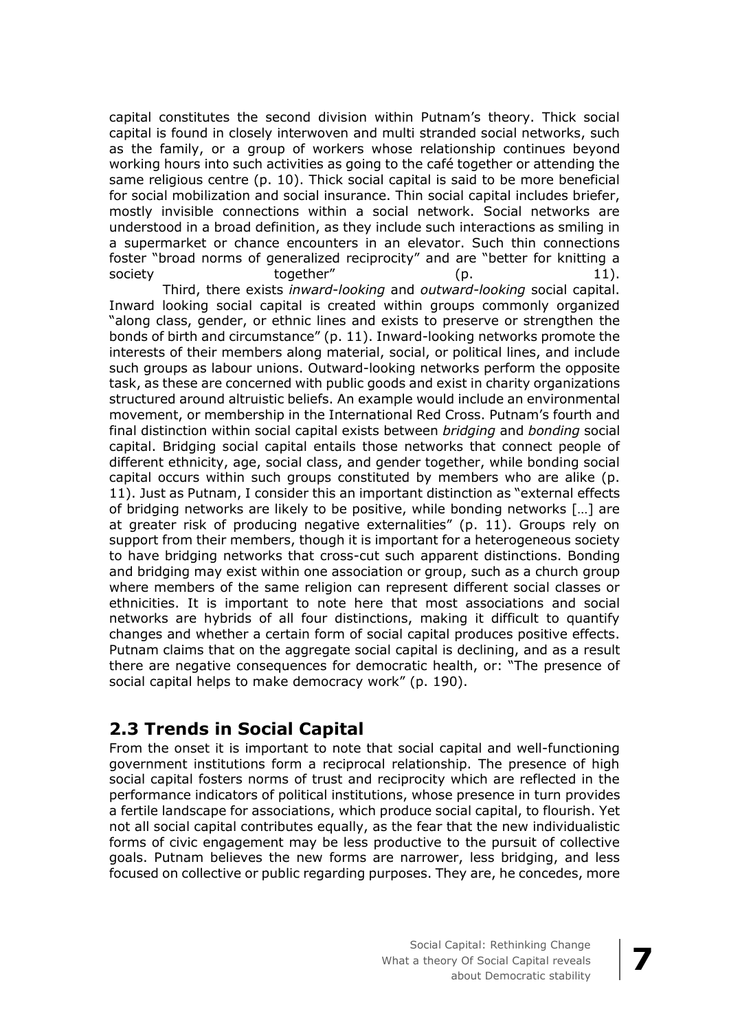capital constitutes the second division within Putnam's theory. Thick social capital is found in closely interwoven and multi stranded social networks, such as the family, or a group of workers whose relationship continues beyond working hours into such activities as going to the café together or attending the same religious centre (p. 10). Thick social capital is said to be more beneficial for social mobilization and social insurance. Thin social capital includes briefer, mostly invisible connections within a social network. Social networks are understood in a broad definition, as they include such interactions as smiling in a supermarket or chance encounters in an elevator. Such thin connections foster "broad norms of generalized reciprocity" and are "better for knitting a society together" (p. 11).

Third, there exists *inward-looking* and *outward-looking* social capital. Inward looking social capital is created within groups commonly organized "along class, gender, or ethnic lines and exists to preserve or strengthen the bonds of birth and circumstance" (p. 11). Inward-looking networks promote the interests of their members along material, social, or political lines, and include such groups as labour unions. Outward-looking networks perform the opposite task, as these are concerned with public goods and exist in charity organizations structured around altruistic beliefs. An example would include an environmental movement, or membership in the International Red Cross. Putnam's fourth and final distinction within social capital exists between *bridging* and *bonding* social capital. Bridging social capital entails those networks that connect people of different ethnicity, age, social class, and gender together, while bonding social capital occurs within such groups constituted by members who are alike (p. 11). Just as Putnam, I consider this an important distinction as "external effects of bridging networks are likely to be positive, while bonding networks […] are at greater risk of producing negative externalities" (p. 11). Groups rely on support from their members, though it is important for a heterogeneous society to have bridging networks that cross-cut such apparent distinctions. Bonding and bridging may exist within one association or group, such as a church group where members of the same religion can represent different social classes or ethnicities. It is important to note here that most associations and social networks are hybrids of all four distinctions, making it difficult to quantify changes and whether a certain form of social capital produces positive effects. Putnam claims that on the aggregate social capital is declining, and as a result there are negative consequences for democratic health, or: "The presence of social capital helps to make democracy work" (p. 190).

## 2.3 Trends in Social Capital

From the onset it is important to note that social capital and well-functioning government institutions form a reciprocal relationship. The presence of high social capital fosters norms of trust and reciprocity which are reflected in the performance indicators of political institutions, whose presence in turn provides a fertile landscape for associations, which produce social capital, to flourish. Yet not all social capital contributes equally, as the fear that the new individualistic forms of civic engagement may be less productive to the pursuit of collective goals. Putnam believes the new forms are narrower, less bridging, and less focused on collective or public regarding purposes. They are, he concedes, more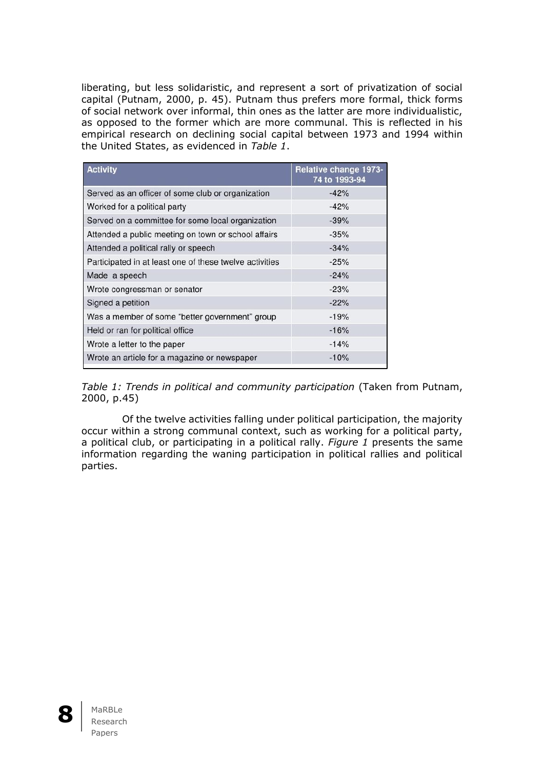liberating, but less solidaristic, and represent a sort of privatization of social capital (Putnam, 2000, p. 45). Putnam thus prefers more formal, thick forms of social network over informal, thin ones as the latter are more individualistic, as opposed to the former which are more communal. This is reflected in his empirical research on declining social capital between 1973 and 1994 within the United States, as evidenced in *Table 1*.

| Activity | Relative change 1973-74 to 1993-94 |
|---|---|
| Served as an officer of some club or organization | -42% |
| Worked for a political party | -42% |
| Served on a committee for some local organization | -39% |
| Attended a public meeting on town or school affairs | -35% |
| Attended a political rally or speech | -34% |
| Participated in at least one of these twelve activities | -25% |
| Made a speech | -24% |
| Wrote congressman or senator | -23% |
| Signed a petition | -22% |
| Was a member of some "better government" group | -19% |
| Held or ran for political office | -16% |
| Wrote a letter to the paper | -14% |
| Wrote an article for a magazine or newspaper | -10% |

*Table 1: Trends in political and community participation* (Taken from Putnam, 2000, p.45)

Of the twelve activities falling under political participation, the majority occur within a strong communal context, such as working for a political party, a political club, or participating in a political rally. *Figure 1* presents the same information regarding the waning participation in political rallies and political parties.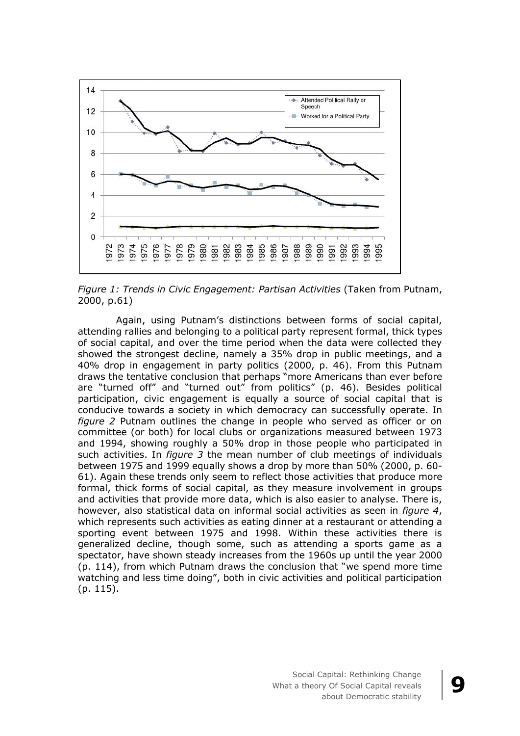*Figure 1: Trends in Civic Engagement: Partisan Activities* (Taken from Putnam, 2000, p.61)

Again, using Putnam's distinctions between forms of social capital, attending rallies and belonging to a political party represent formal, thick types of social capital, and over the time period when the data were collected they showed the strongest decline, namely a 35% drop in public meetings, and a 40% drop in engagement in party politics (2000, p. 46). From this Putnam draws the tentative conclusion that perhaps "more Americans than ever before are "turned off" and "turned out" from politics" (p. 46). Besides political participation, civic engagement is equally a source of social capital that is conducive towards a society in which democracy can successfully operate. In *figure 2* Putnam outlines the change in people who served as officer or on committee (or both) for local clubs or organizations measured between 1973 and 1994, showing roughly a 50% drop in those people who participated in such activities. In *figure 3* the mean number of club meetings of individuals between 1975 and 1999 equally shows a drop by more than 50% (2000, p. 60-61). Again these trends only seem to reflect those activities that produce more formal, thick forms of social capital, as they measure involvement in groups and activities that provide more data, which is also easier to analyse. There is, however, also statistical data on informal social activities as seen in *figure 4*, which represents such activities as eating dinner at a restaurant or attending a sporting event between 1975 and 1998. Within these activities there is generalized decline, though some, such as attending a sports game as a spectator, have shown steady increases from the 1960s up until the year 2000 (p. 114), from which Putnam draws the conclusion that "we spend more time watching and less time doing", both in civic activities and political participation (p. 115).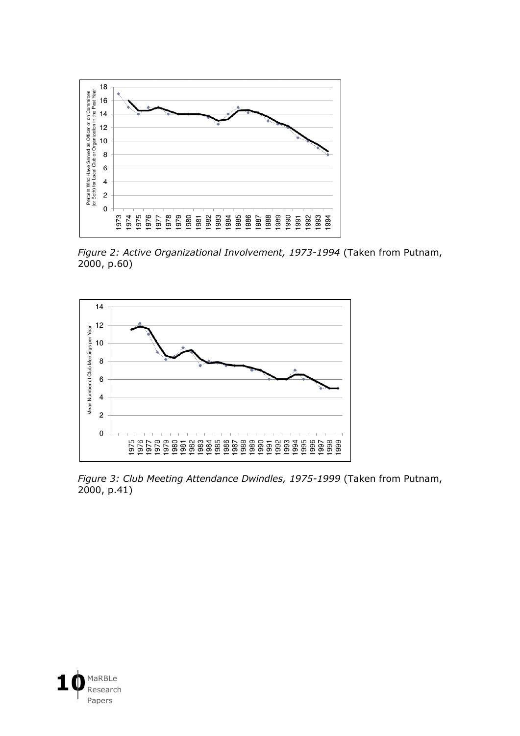*Figure 2: Active Organizational Involvement, 1973-1994* (Taken from Putnam, 2000, p.60)

*Figure 3: Club Meeting Attendance Dwindles, 1975-1999* (Taken from Putnam, 2000, p.41)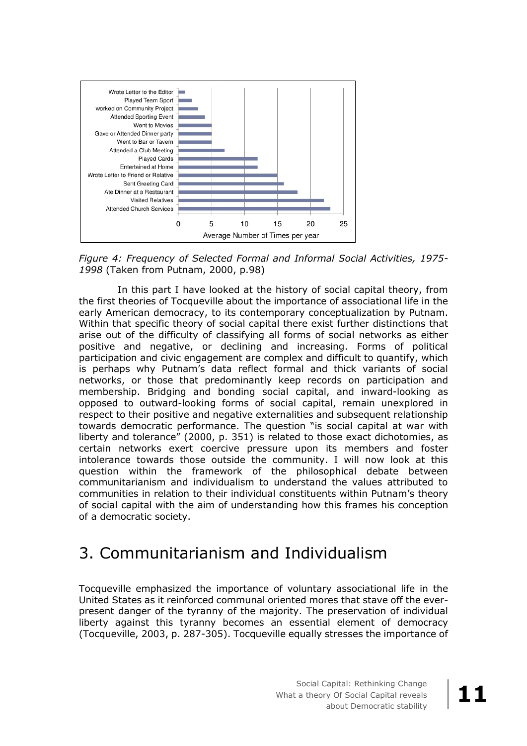*Figure 4: Frequency of Selected Formal and Informal Social Activities, 1975-1998* (Taken from Putnam, 2000, p.98)

In this part I have looked at the history of social capital theory, from the first theories of Tocqueville about the importance of associational life in the early American democracy, to its contemporary conceptualization by Putnam. Within that specific theory of social capital there exist further distinctions that arise out of the difficulty of classifying all forms of social networks as either positive and negative, or declining and increasing. Forms of political participation and civic engagement are complex and difficult to quantify, which is perhaps why Putnam's data reflect formal and thick variants of social networks, or those that predominantly keep records on participation and membership. Bridging and bonding social capital, and inward-looking as opposed to outward-looking forms of social capital, remain unexplored in respect to their positive and negative externalities and subsequent relationship towards democratic performance. The question "is social capital at war with liberty and tolerance" (2000, p. 351) is related to those exact dichotomies, as certain networks exert coercive pressure upon its members and foster intolerance towards those outside the community. I will now look at this question within the framework of the philosophical debate between communitarianism and individualism to understand the values attributed to communities in relation to their individual constituents within Putnam's theory of social capital with the aim of understanding how this frames his conception of a democratic society.

# 3. Communitarianism and Individualism

Tocqueville emphasized the importance of voluntary associational life in the United States as it reinforced communal oriented mores that stave off the ever-present danger of the tyranny of the majority. The preservation of individual liberty against this tyranny becomes an essential element of democracy (Tocqueville, 2003, p. 287-305). Tocqueville equally stresses the importance of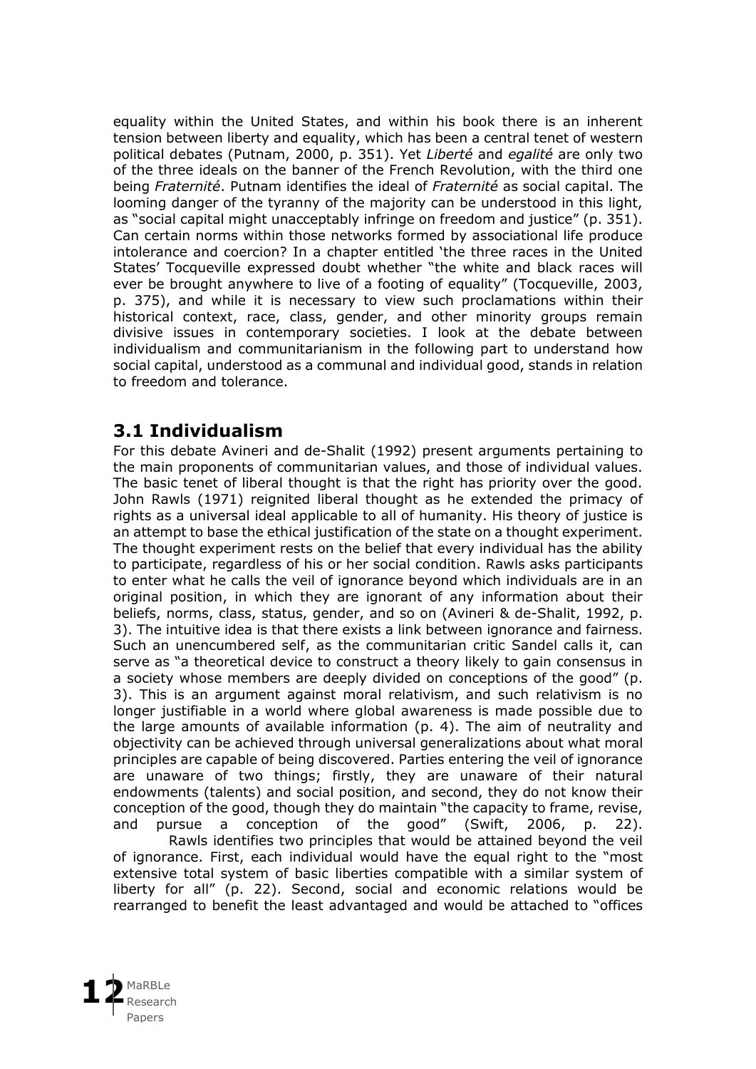equality within the United States, and within his book there is an inherent tension between liberty and equality, which has been a central tenet of western political debates (Putnam, 2000, p. 351). Yet *Liberté* and *egalité* are only two of the three ideals on the banner of the French Revolution, with the third one being *Fraternité*. Putnam identifies the ideal of *Fraternité* as social capital. The looming danger of the tyranny of the majority can be understood in this light, as "social capital might unacceptably infringe on freedom and justice" (p. 351). Can certain norms within those networks formed by associational life produce intolerance and coercion? In a chapter entitled 'the three races in the United States' Tocqueville expressed doubt whether "the white and black races will ever be brought anywhere to live of a footing of equality" (Tocqueville, 2003, p. 375), and while it is necessary to view such proclamations within their historical context, race, class, gender, and other minority groups remain divisive issues in contemporary societies. I look at the debate between individualism and communitarianism in the following part to understand how social capital, understood as a communal and individual good, stands in relation to freedom and tolerance.

## 3.1 Individualism

For this debate Avineri and de-Shalit (1992) present arguments pertaining to the main proponents of communitarian values, and those of individual values. The basic tenet of liberal thought is that the right has priority over the good. John Rawls (1971) reignited liberal thought as he extended the primacy of rights as a universal ideal applicable to all of humanity. His theory of justice is an attempt to base the ethical justification of the state on a thought experiment. The thought experiment rests on the belief that every individual has the ability to participate, regardless of his or her social condition. Rawls asks participants to enter what he calls the veil of ignorance beyond which individuals are in an original position, in which they are ignorant of any information about their beliefs, norms, class, status, gender, and so on (Avineri & de-Shalit, 1992, p. 3). The intuitive idea is that there exists a link between ignorance and fairness. Such an unencumbered self, as the communitarian critic Sandel calls it, can serve as "a theoretical device to construct a theory likely to gain consensus in a society whose members are deeply divided on conceptions of the good" (p. 3). This is an argument against moral relativism, and such relativism is no longer justifiable in a world where global awareness is made possible due to the large amounts of available information (p. 4). The aim of neutrality and objectivity can be achieved through universal generalizations about what moral principles are capable of being discovered. Parties entering the veil of ignorance are unaware of two things; firstly, they are unaware of their natural endowments (talents) and social position, and second, they do not know their conception of the good, though they do maintain "the capacity to frame, revise, and pursue a conception of the good" (Swift, 2006, p. 22).

Rawls identifies two principles that would be attained beyond the veil of ignorance. First, each individual would have the equal right to the "most extensive total system of basic liberties compatible with a similar system of liberty for all" (p. 22). Second, social and economic relations would be rearranged to benefit the least advantaged and would be attached to "offices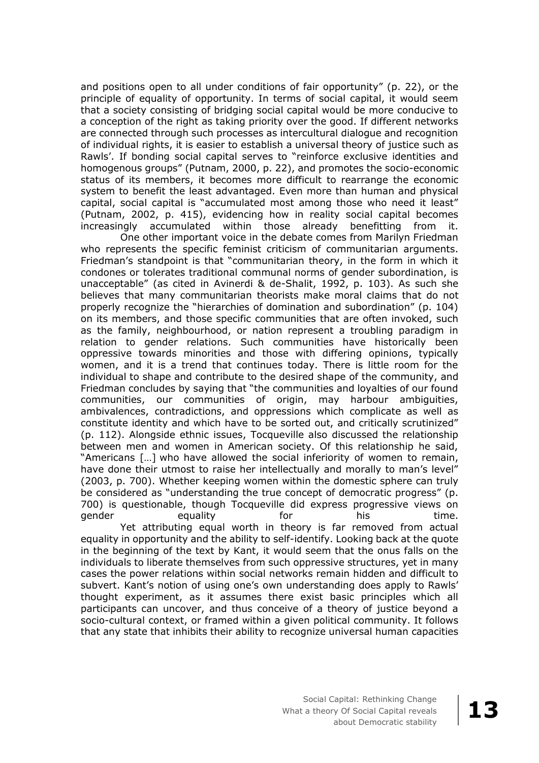and positions open to all under conditions of fair opportunity" (p. 22), or the principle of equality of opportunity. In terms of social capital, it would seem that a society consisting of bridging social capital would be more conducive to a conception of the right as taking priority over the good. If different networks are connected through such processes as intercultural dialogue and recognition of individual rights, it is easier to establish a universal theory of justice such as Rawls'. If bonding social capital serves to "reinforce exclusive identities and homogenous groups" (Putnam, 2000, p. 22), and promotes the socio-economic status of its members, it becomes more difficult to rearrange the economic system to benefit the least advantaged. Even more than human and physical capital, social capital is "accumulated most among those who need it least" (Putnam, 2002, p. 415), evidencing how in reality social capital becomes increasingly accumulated within those already benefitting from it.

One other important voice in the debate comes from Marilyn Friedman who represents the specific feminist criticism of communitarian arguments. Friedman's standpoint is that "communitarian theory, in the form in which it condones or tolerates traditional communal norms of gender subordination, is unacceptable" (as cited in Avinerdi & de-Shalit, 1992, p. 103). As such she believes that many communitarian theorists make moral claims that do not properly recognize the "hierarchies of domination and subordination" (p. 104) on its members, and those specific communities that are often invoked, such as the family, neighbourhood, or nation represent a troubling paradigm in relation to gender relations. Such communities have historically been oppressive towards minorities and those with differing opinions, typically women, and it is a trend that continues today. There is little room for the individual to shape and contribute to the desired shape of the community, and Friedman concludes by saying that "the communities and loyalties of our found communities, our communities of origin, may harbour ambiguities, ambivalences, contradictions, and oppressions which complicate as well as constitute identity and which have to be sorted out, and critically scrutinized" (p. 112). Alongside ethnic issues, Tocqueville also discussed the relationship between men and women in American society. Of this relationship he said, "Americans […] who have allowed the social inferiority of women to remain, have done their utmost to raise her intellectually and morally to man's level" (2003, p. 700). Whether keeping women within the domestic sphere can truly be considered as "understanding the true concept of democratic progress" (p. 700) is questionable, though Tocqueville did express progressive views on gender equality for his time.

Yet attributing equal worth in theory is far removed from actual equality in opportunity and the ability to self-identify. Looking back at the quote in the beginning of the text by Kant, it would seem that the onus falls on the individuals to liberate themselves from such oppressive structures, yet in many cases the power relations within social networks remain hidden and difficult to subvert. Kant's notion of using one's own understanding does apply to Rawls' thought experiment, as it assumes there exist basic principles which all participants can uncover, and thus conceive of a theory of justice beyond a socio-cultural context, or framed within a given political community. It follows that any state that inhibits their ability to recognize universal human capacities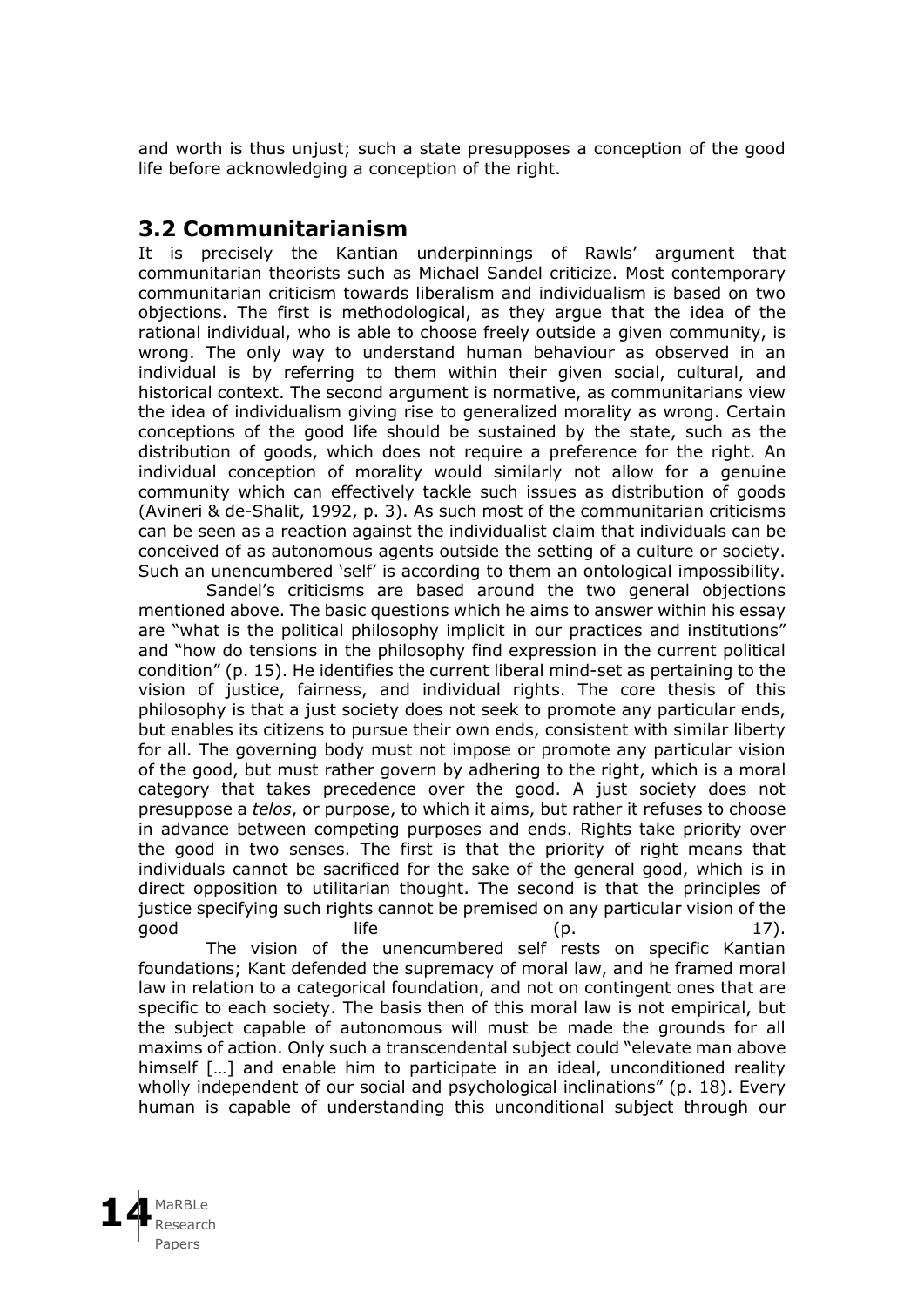and worth is thus unjust; such a state presupposes a conception of the good life before acknowledging a conception of the right.

## 3.2 Communitarianism

It is precisely the Kantian underpinnings of Rawls' argument that communitarian theorists such as Michael Sandel criticize. Most contemporary communitarian criticism towards liberalism and individualism is based on two objections. The first is methodological, as they argue that the idea of the rational individual, who is able to choose freely outside a given community, is wrong. The only way to understand human behaviour as observed in an individual is by referring to them within their given social, cultural, and historical context. The second argument is normative, as communitarians view the idea of individualism giving rise to generalized morality as wrong. Certain conceptions of the good life should be sustained by the state, such as the distribution of goods, which does not require a preference for the right. An individual conception of morality would similarly not allow for a genuine community which can effectively tackle such issues as distribution of goods (Avineri & de-Shalit, 1992, p. 3). As such most of the communitarian criticisms can be seen as a reaction against the individualist claim that individuals can be conceived of as autonomous agents outside the setting of a culture or society. Such an unencumbered 'self' is according to them an ontological impossibility.

Sandel's criticisms are based around the two general objections mentioned above. The basic questions which he aims to answer within his essay are "what is the political philosophy implicit in our practices and institutions" and "how do tensions in the philosophy find expression in the current political condition" (p. 15). He identifies the current liberal mind-set as pertaining to the vision of justice, fairness, and individual rights. The core thesis of this philosophy is that a just society does not seek to promote any particular ends, but enables its citizens to pursue their own ends, consistent with similar liberty for all. The governing body must not impose or promote any particular vision of the good, but must rather govern by adhering to the right, which is a moral category that takes precedence over the good. A just society does not presuppose a *telos*, or purpose, to which it aims, but rather it refuses to choose in advance between competing purposes and ends. Rights take priority over the good in two senses. The first is that the priority of right means that individuals cannot be sacrificed for the sake of the general good, which is in direct opposition to utilitarian thought. The second is that the principles of justice specifying such rights cannot be premised on any particular vision of the good life (p. 17).

The vision of the unencumbered self rests on specific Kantian foundations; Kant defended the supremacy of moral law, and he framed moral law in relation to a categorical foundation, and not on contingent ones that are specific to each society. The basis then of this moral law is not empirical, but the subject capable of autonomous will must be made the grounds for all maxims of action. Only such a transcendental subject could "elevate man above himself […] and enable him to participate in an ideal, unconditioned reality wholly independent of our social and psychological inclinations" (p. 18). Every human is capable of understanding this unconditional subject through our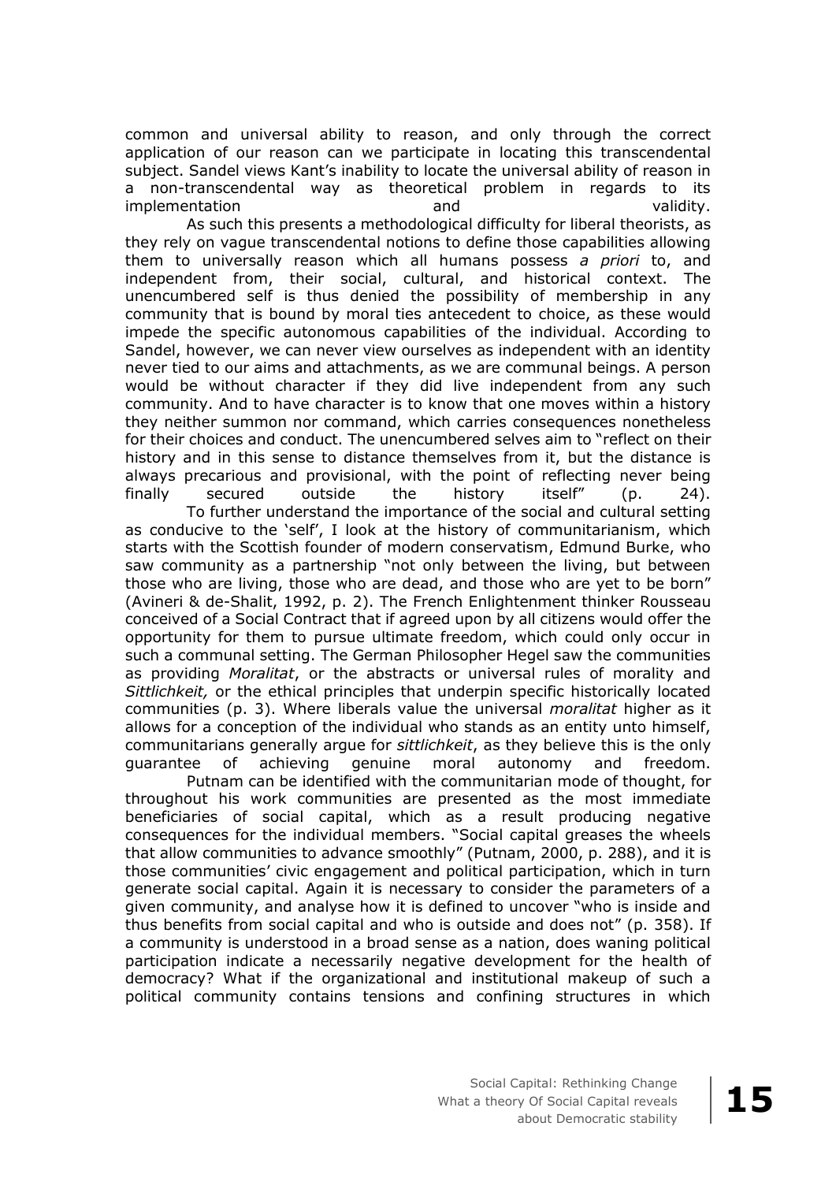common and universal ability to reason, and only through the correct application of our reason can we participate in locating this transcendental subject. Sandel views Kant's inability to locate the universal ability of reason in a non-transcendental way as theoretical problem in regards to its implementation and validity.

As such this presents a methodological difficulty for liberal theorists, as they rely on vague transcendental notions to define those capabilities allowing them to universally reason which all humans possess *a priori* to, and independent from, their social, cultural, and historical context. The unencumbered self is thus denied the possibility of membership in any community that is bound by moral ties antecedent to choice, as these would impede the specific autonomous capabilities of the individual. According to Sandel, however, we can never view ourselves as independent with an identity never tied to our aims and attachments, as we are communal beings. A person would be without character if they did live independent from any such community. And to have character is to know that one moves within a history they neither summon nor command, which carries consequences nonetheless for their choices and conduct. The unencumbered selves aim to "reflect on their history and in this sense to distance themselves from it, but the distance is always precarious and provisional, with the point of reflecting never being finally secured outside the history itself" (p. 24).

To further understand the importance of the social and cultural setting as conducive to the 'self', I look at the history of communitarianism, which starts with the Scottish founder of modern conservatism, Edmund Burke, who saw community as a partnership "not only between the living, but between those who are living, those who are dead, and those who are yet to be born" (Avineri & de-Shalit, 1992, p. 2). The French Enlightenment thinker Rousseau conceived of a Social Contract that if agreed upon by all citizens would offer the opportunity for them to pursue ultimate freedom, which could only occur in such a communal setting. The German Philosopher Hegel saw the communities as providing *Moralitat*, or the abstracts or universal rules of morality and *Sittlichkeit,* or the ethical principles that underpin specific historically located communities (p. 3). Where liberals value the universal *moralitat* higher as it allows for a conception of the individual who stands as an entity unto himself, communitarians generally argue for *sittlichkeit*, as they believe this is the only guarantee of achieving genuine moral autonomy and freedom.

Putnam can be identified with the communitarian mode of thought, for throughout his work communities are presented as the most immediate beneficiaries of social capital, which as a result producing negative consequences for the individual members. "Social capital greases the wheels that allow communities to advance smoothly" (Putnam, 2000, p. 288), and it is those communities' civic engagement and political participation, which in turn generate social capital. Again it is necessary to consider the parameters of a given community, and analyse how it is defined to uncover "who is inside and thus benefits from social capital and who is outside and does not" (p. 358). If a community is understood in a broad sense as a nation, does waning political participation indicate a necessarily negative development for the health of democracy? What if the organizational and institutional makeup of such a political community contains tensions and confining structures in which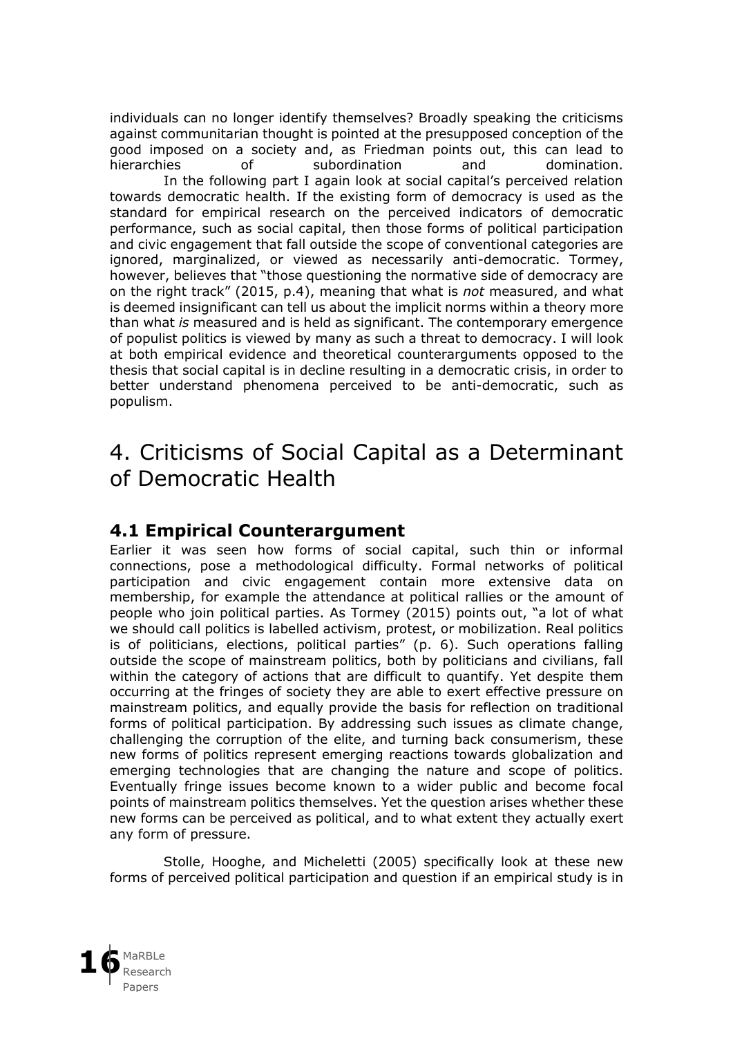individuals can no longer identify themselves? Broadly speaking the criticisms against communitarian thought is pointed at the presupposed conception of the good imposed on a society and, as Friedman points out, this can lead to hierarchies of subordination and domination.

In the following part I again look at social capital's perceived relation towards democratic health. If the existing form of democracy is used as the standard for empirical research on the perceived indicators of democratic performance, such as social capital, then those forms of political participation and civic engagement that fall outside the scope of conventional categories are ignored, marginalized, or viewed as necessarily anti-democratic. Tormey, however, believes that "those questioning the normative side of democracy are on the right track" (2015, p.4), meaning that what is *not* measured, and what is deemed insignificant can tell us about the implicit norms within a theory more than what *is* measured and is held as significant. The contemporary emergence of populist politics is viewed by many as such a threat to democracy. I will look at both empirical evidence and theoretical counterarguments opposed to the thesis that social capital is in decline resulting in a democratic crisis, in order to better understand phenomena perceived to be anti-democratic, such as populism.

# 4. Criticisms of Social Capital as a Determinant of Democratic Health

## 4.1 Empirical Counterargument

Earlier it was seen how forms of social capital, such thin or informal connections, pose a methodological difficulty. Formal networks of political participation and civic engagement contain more extensive data on membership, for example the attendance at political rallies or the amount of people who join political parties. As Tormey (2015) points out, "a lot of what we should call politics is labelled activism, protest, or mobilization. Real politics is of politicians, elections, political parties" (p. 6). Such operations falling outside the scope of mainstream politics, both by politicians and civilians, fall within the category of actions that are difficult to quantify. Yet despite them occurring at the fringes of society they are able to exert effective pressure on mainstream politics, and equally provide the basis for reflection on traditional forms of political participation. By addressing such issues as climate change, challenging the corruption of the elite, and turning back consumerism, these new forms of politics represent emerging reactions towards globalization and emerging technologies that are changing the nature and scope of politics. Eventually fringe issues become known to a wider public and become focal points of mainstream politics themselves. Yet the question arises whether these new forms can be perceived as political, and to what extent they actually exert any form of pressure.

Stolle, Hooghe, and Micheletti (2005) specifically look at these new forms of perceived political participation and question if an empirical study is in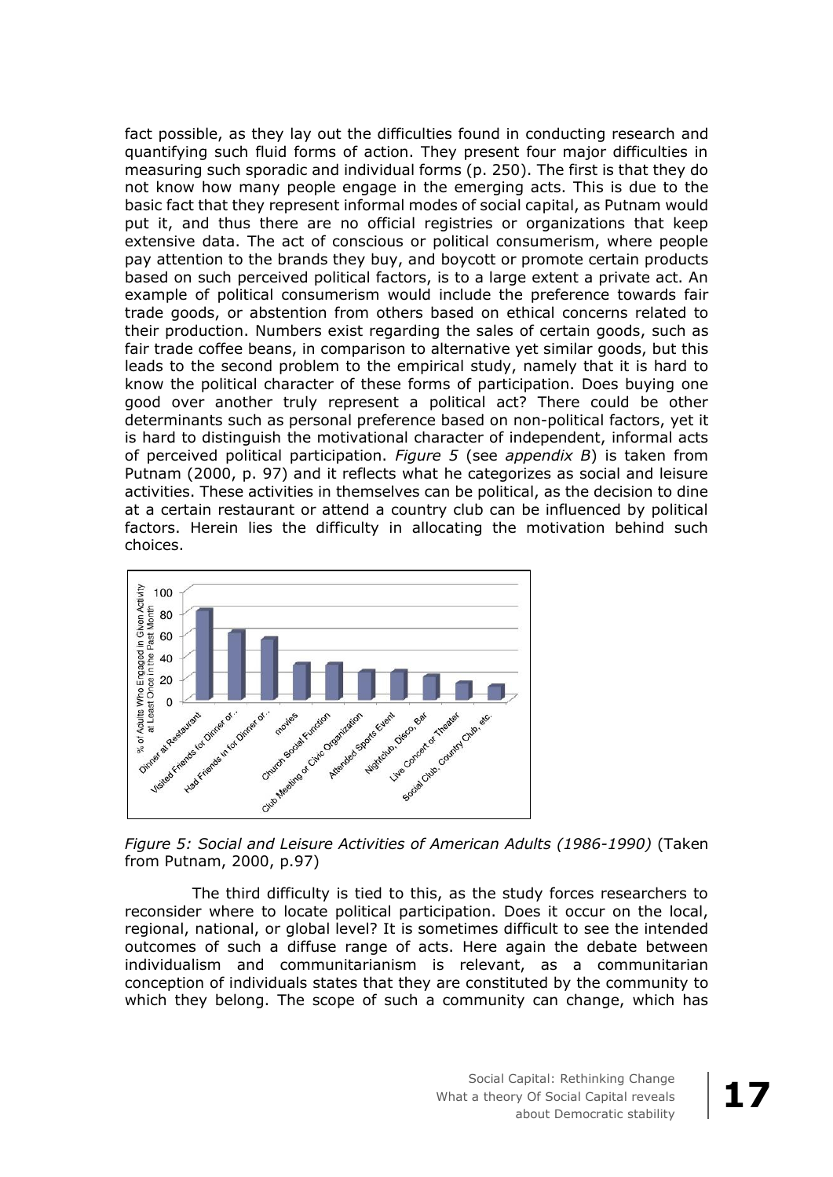fact possible, as they lay out the difficulties found in conducting research and quantifying such fluid forms of action. They present four major difficulties in measuring such sporadic and individual forms (p. 250). The first is that they do not know how many people engage in the emerging acts. This is due to the basic fact that they represent informal modes of social capital, as Putnam would put it, and thus there are no official registries or organizations that keep extensive data. The act of conscious or political consumerism, where people pay attention to the brands they buy, and boycott or promote certain products based on such perceived political factors, is to a large extent a private act. An example of political consumerism would include the preference towards fair trade goods, or abstention from others based on ethical concerns related to their production. Numbers exist regarding the sales of certain goods, such as fair trade coffee beans, in comparison to alternative yet similar goods, but this leads to the second problem to the empirical study, namely that it is hard to know the political character of these forms of participation. Does buying one good over another truly represent a political act? There could be other determinants such as personal preference based on non-political factors, yet it is hard to distinguish the motivational character of independent, informal acts of perceived political participation. *Figure 5* (see *appendix B*) is taken from Putnam (2000, p. 97) and it reflects what he categorizes as social and leisure activities. These activities in themselves can be political, as the decision to dine at a certain restaurant or attend a country club can be influenced by political factors. Herein lies the difficulty in allocating the motivation behind such choices.

*Figure 5: Social and Leisure Activities of American Adults (1986-1990)* (Taken from Putnam, 2000, p.97)

The third difficulty is tied to this, as the study forces researchers to reconsider where to locate political participation. Does it occur on the local, regional, national, or global level? It is sometimes difficult to see the intended outcomes of such a diffuse range of acts. Here again the debate between individualism and communitarianism is relevant, as a communitarian conception of individuals states that they are constituted by the community to which they belong. The scope of such a community can change, which has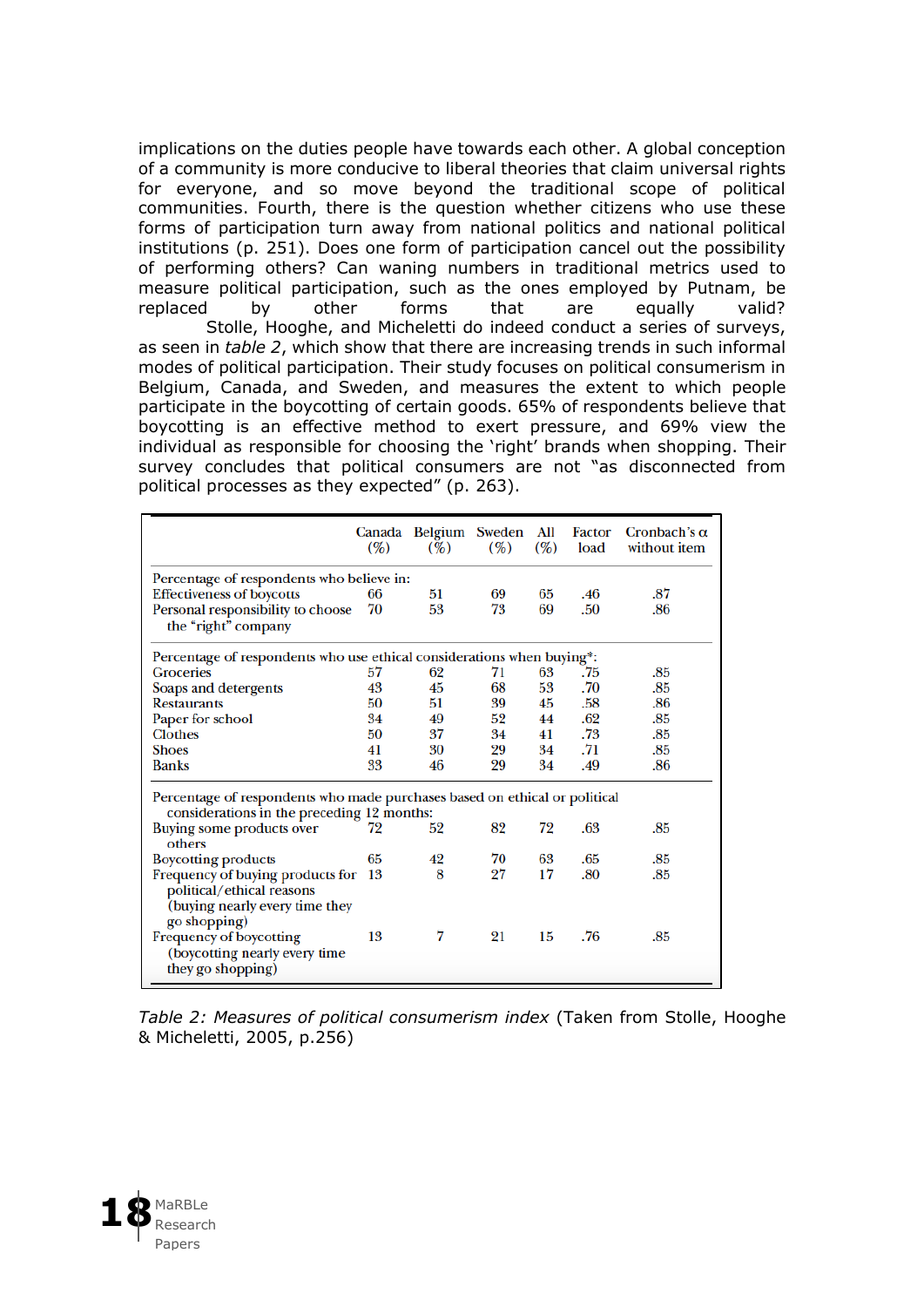implications on the duties people have towards each other. A global conception of a community is more conducive to liberal theories that claim universal rights for everyone, and so move beyond the traditional scope of political communities. Fourth, there is the question whether citizens who use these forms of participation turn away from national politics and national political institutions (p. 251). Does one form of participation cancel out the possibility of performing others? Can waning numbers in traditional metrics used to measure political participation, such as the ones employed by Putnam, be replaced by other forms that are equally valid?

Stolle, Hooghe, and Micheletti do indeed conduct a series of surveys, as seen in *table 2*, which show that there are increasing trends in such informal modes of political participation. Their study focuses on political consumerism in Belgium, Canada, and Sweden, and measures the extent to which people participate in the boycotting of certain goods. 65% of respondents believe that boycotting is an effective method to exert pressure, and 69% view the individual as responsible for choosing the 'right' brands when shopping. Their survey concludes that political consumers are not "as disconnected from political processes as they expected" (p. 263).

| | Canada (%) | Belgium (%) | Sweden (%) | All (%) | Factor load | Cronbach's α without item |
|---|---|---|---|---|---|---|
| **Percentage of respondents who believe in:** | | | | | | |
| Effectiveness of boycotts | 66 | 51 | 69 | 65 | .46 | .87 |
| Personal responsibility to choose the "right" company | 70 | 53 | 73 | 69 | .50 | .86 |
| **Percentage of respondents who use ethical considerations when buying*:** | | | | | | |
| Groceries | 57 | 62 | 71 | 63 | .75 | .85 |
| Soaps and detergents | 43 | 45 | 68 | 53 | .70 | .85 |
| Restaurants | 50 | 51 | 39 | 45 | .58 | .86 |
| Paper for school | 34 | 49 | 52 | 44 | .62 | .85 |
| Clothes | 50 | 37 | 34 | 41 | .73 | .85 |
| Shoes | 41 | 30 | 29 | 34 | .71 | .85 |
| Banks | 33 | 46 | 29 | 34 | .49 | .86 |
| **Percentage of respondents who made purchases based on ethical or political considerations in the preceding 12 months:** | | | | | | |
| Buying some products over others | 72 | 52 | 82 | 72 | .63 | .85 |
| Boycotting products | 65 | 42 | 70 | 63 | .65 | .85 |
| Frequency of buying products for political/ethical reasons (buying nearly every time they go shopping) | 13 | 8 | 27 | 17 | .80 | .85 |
| Frequency of boycotting (boycotting nearly every time they go shopping) | 13 | 7 | 21 | 15 | .76 | .85 |

*Table 2: Measures of political consumerism index* (Taken from Stolle, Hooghe & Micheletti, 2005, p.256)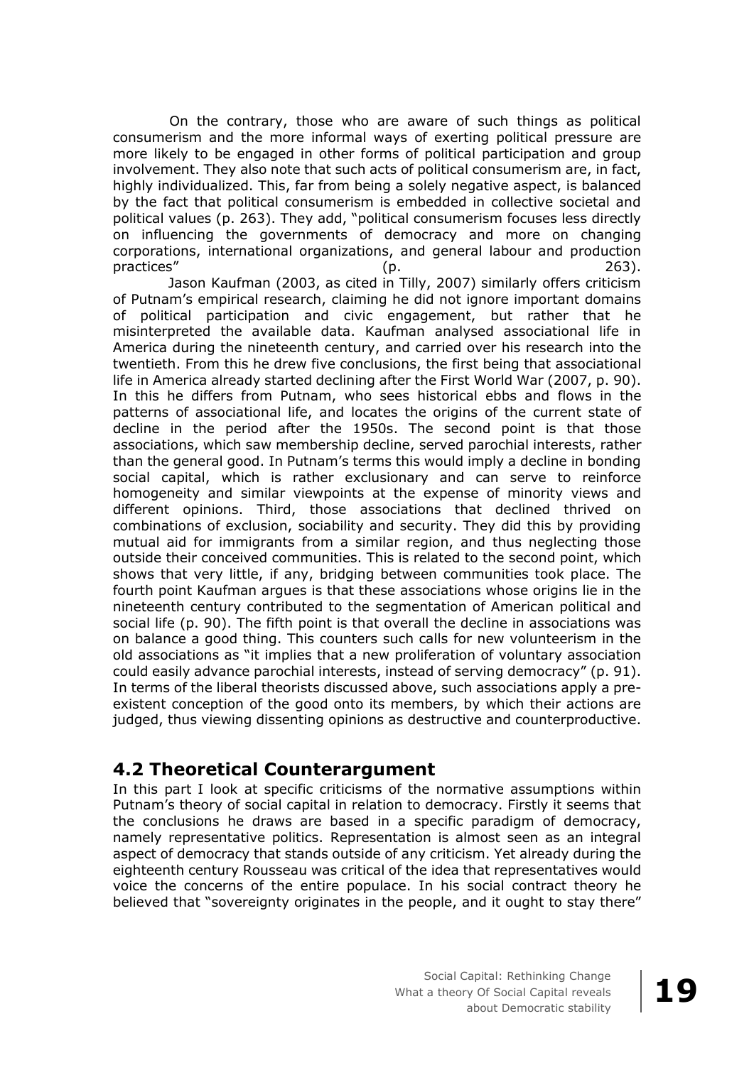On the contrary, those who are aware of such things as political consumerism and the more informal ways of exerting political pressure are more likely to be engaged in other forms of political participation and group involvement. They also note that such acts of political consumerism are, in fact, highly individualized. This, far from being a solely negative aspect, is balanced by the fact that political consumerism is embedded in collective societal and political values (p. 263). They add, "political consumerism focuses less directly on influencing the governments of democracy and more on changing corporations, international organizations, and general labour and production practices" (p. 263).

Jason Kaufman (2003, as cited in Tilly, 2007) similarly offers criticism of Putnam's empirical research, claiming he did not ignore important domains of political participation and civic engagement, but rather that he misinterpreted the available data. Kaufman analysed associational life in America during the nineteenth century, and carried over his research into the twentieth. From this he drew five conclusions, the first being that associational life in America already started declining after the First World War (2007, p. 90). In this he differs from Putnam, who sees historical ebbs and flows in the patterns of associational life, and locates the origins of the current state of decline in the period after the 1950s. The second point is that those associations, which saw membership decline, served parochial interests, rather than the general good. In Putnam's terms this would imply a decline in bonding social capital, which is rather exclusionary and can serve to reinforce homogeneity and similar viewpoints at the expense of minority views and different opinions. Third, those associations that declined thrived on combinations of exclusion, sociability and security. They did this by providing mutual aid for immigrants from a similar region, and thus neglecting those outside their conceived communities. This is related to the second point, which shows that very little, if any, bridging between communities took place. The fourth point Kaufman argues is that these associations whose origins lie in the nineteenth century contributed to the segmentation of American political and social life (p. 90). The fifth point is that overall the decline in associations was on balance a good thing. This counters such calls for new volunteerism in the old associations as "it implies that a new proliferation of voluntary association could easily advance parochial interests, instead of serving democracy" (p. 91). In terms of the liberal theorists discussed above, such associations apply a pre-existent conception of the good onto its members, by which their actions are judged, thus viewing dissenting opinions as destructive and counterproductive.

## 4.2 Theoretical Counterargument

In this part I look at specific criticisms of the normative assumptions within Putnam's theory of social capital in relation to democracy. Firstly it seems that the conclusions he draws are based in a specific paradigm of democracy, namely representative politics. Representation is almost seen as an integral aspect of democracy that stands outside of any criticism. Yet already during the eighteenth century Rousseau was critical of the idea that representatives would voice the concerns of the entire populace. In his social contract theory he believed that "sovereignty originates in the people, and it ought to stay there"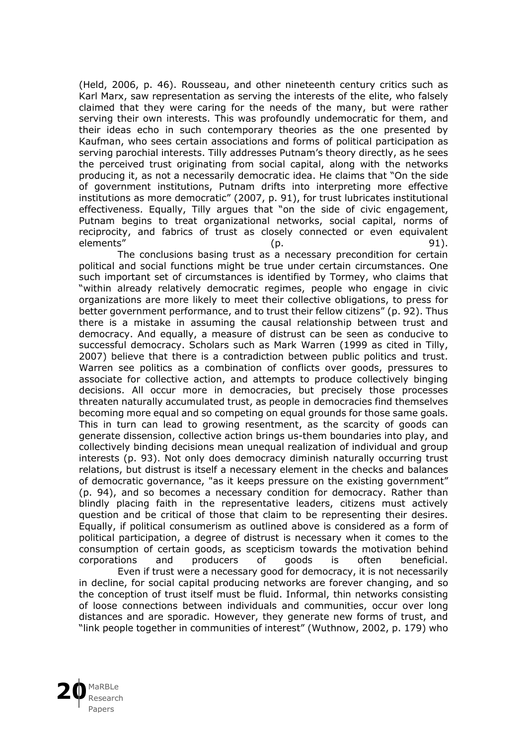(Held, 2006, p. 46). Rousseau, and other nineteenth century critics such as Karl Marx, saw representation as serving the interests of the elite, who falsely claimed that they were caring for the needs of the many, but were rather serving their own interests. This was profoundly undemocratic for them, and their ideas echo in such contemporary theories as the one presented by Kaufman, who sees certain associations and forms of political participation as serving parochial interests. Tilly addresses Putnam's theory directly, as he sees the perceived trust originating from social capital, along with the networks producing it, as not a necessarily democratic idea. He claims that "On the side of government institutions, Putnam drifts into interpreting more effective institutions as more democratic" (2007, p. 91), for trust lubricates institutional effectiveness. Equally, Tilly argues that "on the side of civic engagement, Putnam begins to treat organizational networks, social capital, norms of reciprocity, and fabrics of trust as closely connected or even equivalent elements" (p. 91).

The conclusions basing trust as a necessary precondition for certain political and social functions might be true under certain circumstances. One such important set of circumstances is identified by Tormey, who claims that "within already relatively democratic regimes, people who engage in civic organizations are more likely to meet their collective obligations, to press for better government performance, and to trust their fellow citizens" (p. 92). Thus there is a mistake in assuming the causal relationship between trust and democracy. And equally, a measure of distrust can be seen as conducive to successful democracy. Scholars such as Mark Warren (1999 as cited in Tilly, 2007) believe that there is a contradiction between public politics and trust. Warren see politics as a combination of conflicts over goods, pressures to associate for collective action, and attempts to produce collectively binging decisions. All occur more in democracies, but precisely those processes threaten naturally accumulated trust, as people in democracies find themselves becoming more equal and so competing on equal grounds for those same goals. This in turn can lead to growing resentment, as the scarcity of goods can generate dissension, collective action brings us-them boundaries into play, and collectively binding decisions mean unequal realization of individual and group interests (p. 93). Not only does democracy diminish naturally occurring trust relations, but distrust is itself a necessary element in the checks and balances of democratic governance, "as it keeps pressure on the existing government" (p. 94), and so becomes a necessary condition for democracy. Rather than blindly placing faith in the representative leaders, citizens must actively question and be critical of those that claim to be representing their desires. Equally, if political consumerism as outlined above is considered as a form of political participation, a degree of distrust is necessary when it comes to the consumption of certain goods, as scepticism towards the motivation behind corporations and producers of goods is often beneficial.

Even if trust were a necessary good for democracy, it is not necessarily in decline, for social capital producing networks are forever changing, and so the conception of trust itself must be fluid. Informal, thin networks consisting of loose connections between individuals and communities, occur over long distances and are sporadic. However, they generate new forms of trust, and "link people together in communities of interest" (Wuthnow, 2002, p. 179) who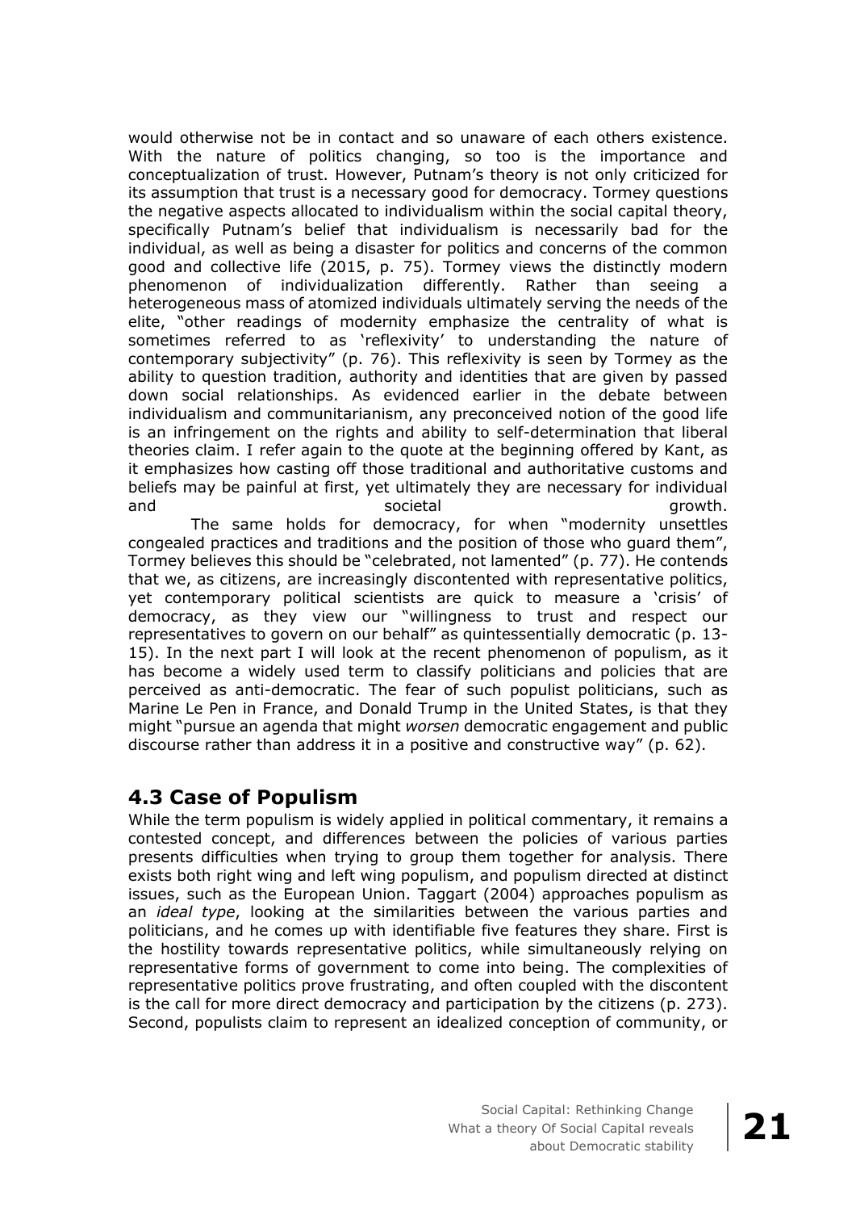would otherwise not be in contact and so unaware of each others existence. With the nature of politics changing, so too is the importance and conceptualization of trust. However, Putnam's theory is not only criticized for its assumption that trust is a necessary good for democracy. Tormey questions the negative aspects allocated to individualism within the social capital theory, specifically Putnam's belief that individualism is necessarily bad for the individual, as well as being a disaster for politics and concerns of the common good and collective life (2015, p. 75). Tormey views the distinctly modern phenomenon of individualization differently. Rather than seeing a heterogeneous mass of atomized individuals ultimately serving the needs of the elite, "other readings of modernity emphasize the centrality of what is sometimes referred to as 'reflexivity' to understanding the nature of contemporary subjectivity" (p. 76). This reflexivity is seen by Tormey as the ability to question tradition, authority and identities that are given by passed down social relationships. As evidenced earlier in the debate between individualism and communitarianism, any preconceived notion of the good life is an infringement on the rights and ability to self-determination that liberal theories claim. I refer again to the quote at the beginning offered by Kant, as it emphasizes how casting off those traditional and authoritative customs and beliefs may be painful at first, yet ultimately they are necessary for individual and societal growth.

The same holds for democracy, for when "modernity unsettles congealed practices and traditions and the position of those who guard them", Tormey believes this should be "celebrated, not lamented" (p. 77). He contends that we, as citizens, are increasingly discontented with representative politics, yet contemporary political scientists are quick to measure a 'crisis' of democracy, as they view our "willingness to trust and respect our representatives to govern on our behalf" as quintessentially democratic (p. 13-15). In the next part I will look at the recent phenomenon of populism, as it has become a widely used term to classify politicians and policies that are perceived as anti-democratic. The fear of such populist politicians, such as Marine Le Pen in France, and Donald Trump in the United States, is that they might "pursue an agenda that might *worsen* democratic engagement and public discourse rather than address it in a positive and constructive way" (p. 62).

## 4.3 Case of Populism

While the term populism is widely applied in political commentary, it remains a contested concept, and differences between the policies of various parties presents difficulties when trying to group them together for analysis. There exists both right wing and left wing populism, and populism directed at distinct issues, such as the European Union. Taggart (2004) approaches populism as an *ideal type*, looking at the similarities between the various parties and politicians, and he comes up with identifiable five features they share. First is the hostility towards representative politics, while simultaneously relying on representative forms of government to come into being. The complexities of representative politics prove frustrating, and often coupled with the discontent is the call for more direct democracy and participation by the citizens (p. 273). Second, populists claim to represent an idealized conception of community, or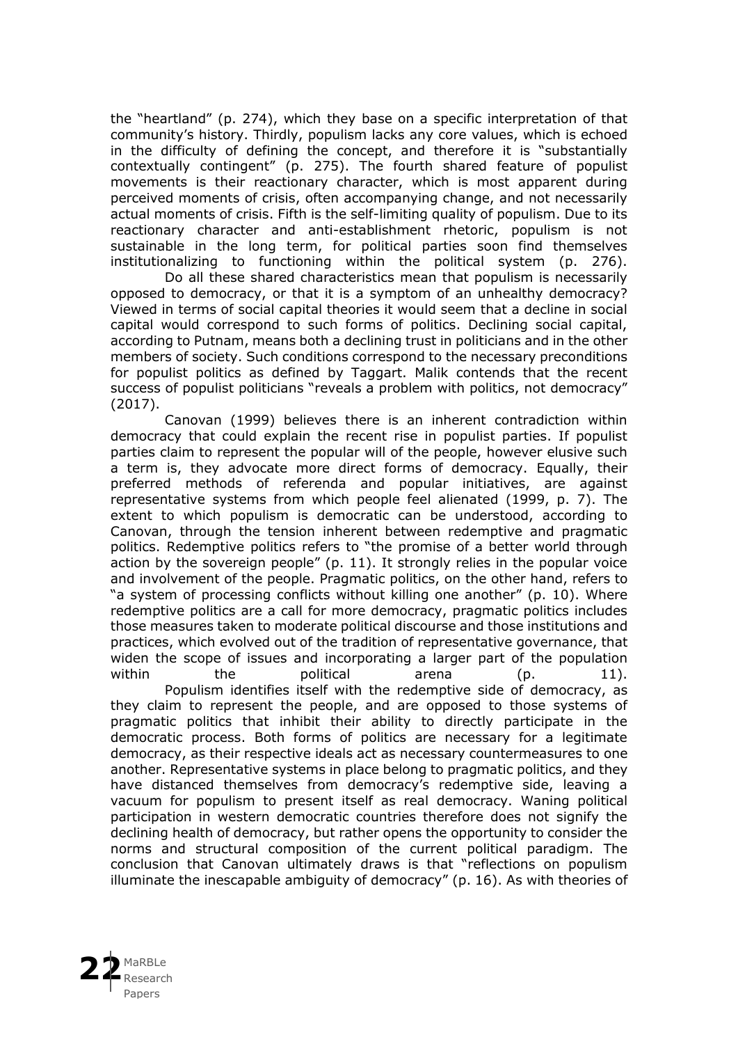the "heartland" (p. 274), which they base on a specific interpretation of that community's history. Thirdly, populism lacks any core values, which is echoed in the difficulty of defining the concept, and therefore it is "substantially contextually contingent" (p. 275). The fourth shared feature of populist movements is their reactionary character, which is most apparent during perceived moments of crisis, often accompanying change, and not necessarily actual moments of crisis. Fifth is the self-limiting quality of populism. Due to its reactionary character and anti-establishment rhetoric, populism is not sustainable in the long term, for political parties soon find themselves institutionalizing to functioning within the political system (p. 276).

Do all these shared characteristics mean that populism is necessarily opposed to democracy, or that it is a symptom of an unhealthy democracy? Viewed in terms of social capital theories it would seem that a decline in social capital would correspond to such forms of politics. Declining social capital, according to Putnam, means both a declining trust in politicians and in the other members of society. Such conditions correspond to the necessary preconditions for populist politics as defined by Taggart. Malik contends that the recent success of populist politicians "reveals a problem with politics, not democracy" (2017).

Canovan (1999) believes there is an inherent contradiction within democracy that could explain the recent rise in populist parties. If populist parties claim to represent the popular will of the people, however elusive such a term is, they advocate more direct forms of democracy. Equally, their preferred methods of referenda and popular initiatives, are against representative systems from which people feel alienated (1999, p. 7). The extent to which populism is democratic can be understood, according to Canovan, through the tension inherent between redemptive and pragmatic politics. Redemptive politics refers to "the promise of a better world through action by the sovereign people" (p. 11). It strongly relies in the popular voice and involvement of the people. Pragmatic politics, on the other hand, refers to "a system of processing conflicts without killing one another" (p. 10). Where redemptive politics are a call for more democracy, pragmatic politics includes those measures taken to moderate political discourse and those institutions and practices, which evolved out of the tradition of representative governance, that widen the scope of issues and incorporating a larger part of the population within the political arena (p. 11).

Populism identifies itself with the redemptive side of democracy, as they claim to represent the people, and are opposed to those systems of pragmatic politics that inhibit their ability to directly participate in the democratic process. Both forms of politics are necessary for a legitimate democracy, as their respective ideals act as necessary countermeasures to one another. Representative systems in place belong to pragmatic politics, and they have distanced themselves from democracy's redemptive side, leaving a vacuum for populism to present itself as real democracy. Waning political participation in western democratic countries therefore does not signify the declining health of democracy, but rather opens the opportunity to consider the norms and structural composition of the current political paradigm. The conclusion that Canovan ultimately draws is that "reflections on populism illuminate the inescapable ambiguity of democracy" (p. 16). As with theories of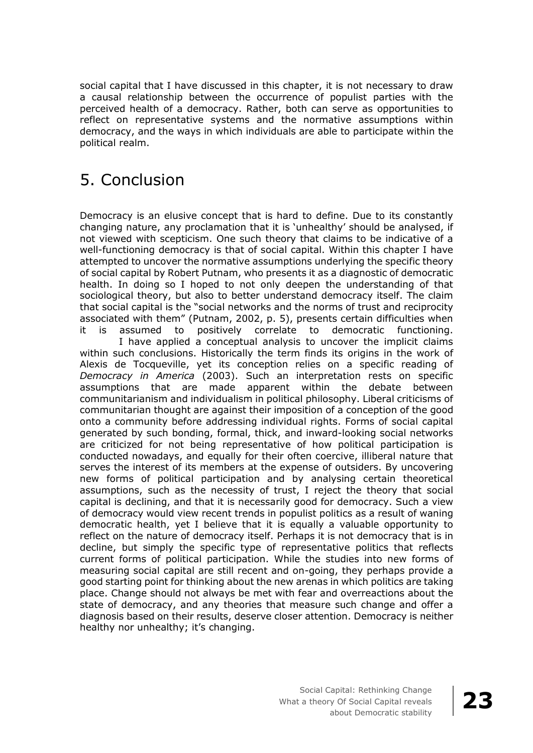social capital that I have discussed in this chapter, it is not necessary to draw a causal relationship between the occurrence of populist parties with the perceived health of a democracy. Rather, both can serve as opportunities to reflect on representative systems and the normative assumptions within democracy, and the ways in which individuals are able to participate within the political realm.

# 5. Conclusion

Democracy is an elusive concept that is hard to define. Due to its constantly changing nature, any proclamation that it is 'unhealthy' should be analysed, if not viewed with scepticism. One such theory that claims to be indicative of a well-functioning democracy is that of social capital. Within this chapter I have attempted to uncover the normative assumptions underlying the specific theory of social capital by Robert Putnam, who presents it as a diagnostic of democratic health. In doing so I hoped to not only deepen the understanding of that sociological theory, but also to better understand democracy itself. The claim that social capital is the "social networks and the norms of trust and reciprocity associated with them" (Putnam, 2002, p. 5), presents certain difficulties when it is assumed to positively correlate to democratic functioning.

I have applied a conceptual analysis to uncover the implicit claims within such conclusions. Historically the term finds its origins in the work of Alexis de Tocqueville, yet its conception relies on a specific reading of *Democracy in America* (2003). Such an interpretation rests on specific assumptions that are made apparent within the debate between communitarianism and individualism in political philosophy. Liberal criticisms of communitarian thought are against their imposition of a conception of the good onto a community before addressing individual rights. Forms of social capital generated by such bonding, formal, thick, and inward-looking social networks are criticized for not being representative of how political participation is conducted nowadays, and equally for their often coercive, illiberal nature that serves the interest of its members at the expense of outsiders. By uncovering new forms of political participation and by analysing certain theoretical assumptions, such as the necessity of trust, I reject the theory that social capital is declining, and that it is necessarily good for democracy. Such a view of democracy would view recent trends in populist politics as a result of waning democratic health, yet I believe that it is equally a valuable opportunity to reflect on the nature of democracy itself. Perhaps it is not democracy that is in decline, but simply the specific type of representative politics that reflects current forms of political participation. While the studies into new forms of measuring social capital are still recent and on-going, they perhaps provide a good starting point for thinking about the new arenas in which politics are taking place. Change should not always be met with fear and overreactions about the state of democracy, and any theories that measure such change and offer a diagnosis based on their results, deserve closer attention. Democracy is neither healthy nor unhealthy; it's changing.